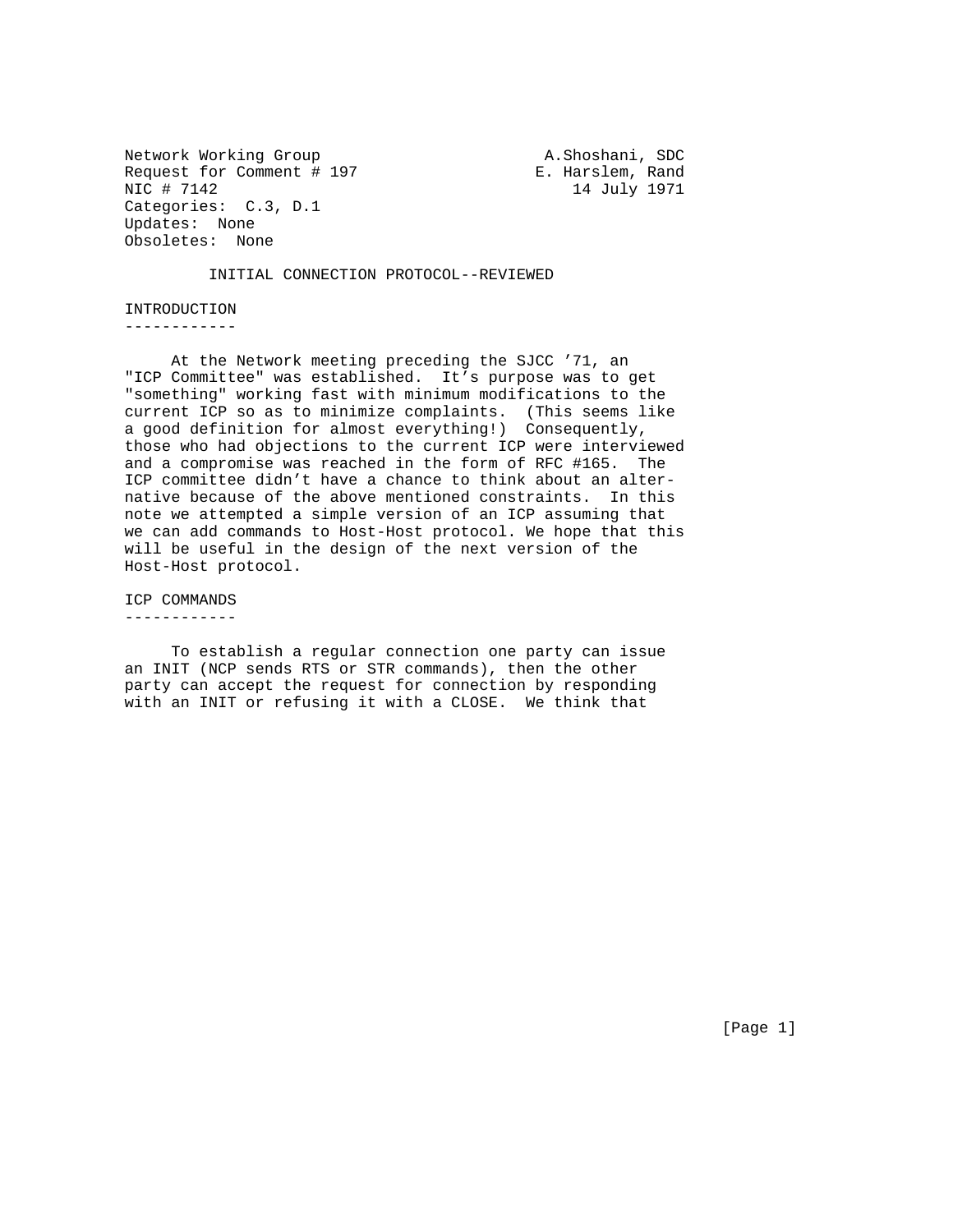Network Working Group                                    A.Shoshani, SDC
Request for Comment # 197                               E. Harslem, Rand
NIC # 7142                                                  14 July 1971
Categories:  C.3, D.1
Updates:  None
Obsoletes:  None

# INITIAL CONNECTION PROTOCOL--REVIEWED

## INTRODUCTION

At the Network meeting preceding the SJCC '71, an "ICP Committee" was established. It's purpose was to get "something" working fast with minimum modifications to the current ICP so as to minimize complaints. (This seems like a good definition for almost everything!) Consequently, those who had objections to the current ICP were interviewed and a compromise was reached in the form of RFC #165. The ICP committee didn't have a chance to think about an alternative because of the above mentioned constraints. In this note we attempted a simple version of an ICP assuming that we can add commands to Host-Host protocol. We hope that this will be useful in the design of the next version of the Host-Host protocol.

## ICP COMMANDS

To establish a regular connection one party can issue an INIT (NCP sends RTS or STR commands), then the other party can accept the request for connection by responding with an INIT or refusing it with a CLOSE. We think that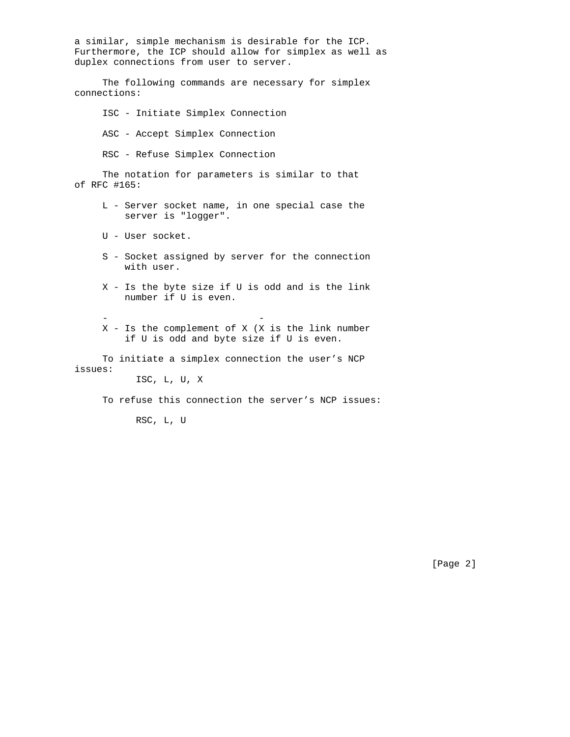a similar, simple mechanism is desirable for the ICP. Furthermore, the ICP should allow for simplex as well as duplex connections from user to server.

The following commands are necessary for simplex connections:

ISC - Initiate Simplex Connection

ASC - Accept Simplex Connection

RSC - Refuse Simplex Connection

The notation for parameters is similar to that of RFC #165:

L - Server socket name, in one special case the server is "logger".

U - User socket.

S - Socket assigned by server for the connection with user.

X - Is the byte size if U is odd and is the link number if U is even.

$\bar{X}$ - Is the complement of X ($\bar{X}$ is the link number if U is odd and byte size if U is even.

To initiate a simplex connection the user's NCP issues:

ISC, L, U, X

To refuse this connection the server's NCP issues:

RSC, L, U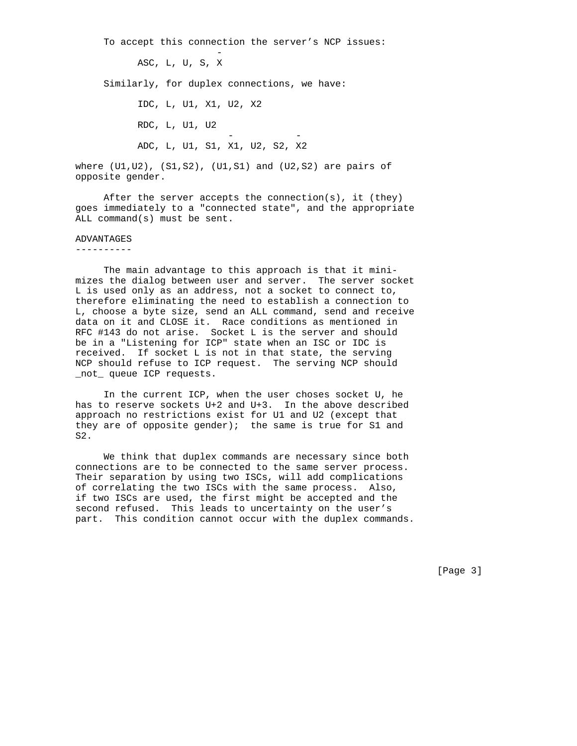To accept this connection the server's NCP issues:

ASC, L, U, S, $\bar{X}$

Similarly, for duplex connections, we have:

IDC, L, U1, X1, U2, X2

RDC, L, U1, U2

ADC, L, U1, S1, $\bar{X1}$, U2, S2, $\bar{X2}$

where (U1,U2), (S1,S2), (U1,S1) and (U2,S2) are pairs of opposite gender.

After the server accepts the connection(s), it (they) goes immediately to a "connected state", and the appropriate ALL command(s) must be sent.

## ADVANTAGES

The main advantage to this approach is that it minimizes the dialog between user and server. The server socket L is used only as an address, not a socket to connect to, therefore eliminating the need to establish a connection to L, choose a byte size, send an ALL command, send and receive data on it and CLOSE it. Race conditions as mentioned in RFC #143 do not arise. Socket L is the server and should be in a "Listening for ICP" state when an ISC or IDC is received. If socket L is not in that state, the serving NCP should refuse to ICP request. The serving NCP should _not_ queue ICP requests.

In the current ICP, when the user choses socket U, he has to reserve sockets U+2 and U+3. In the above described approach no restrictions exist for U1 and U2 (except that they are of opposite gender); the same is true for S1 and S2.

We think that duplex commands are necessary since both connections are to be connected to the same server process. Their separation by using two ISCs, will add complications of correlating the two ISCs with the same process. Also, if two ISCs are used, the first might be accepted and the second refused. This leads to uncertainty on the user's part. This condition cannot occur with the duplex commands.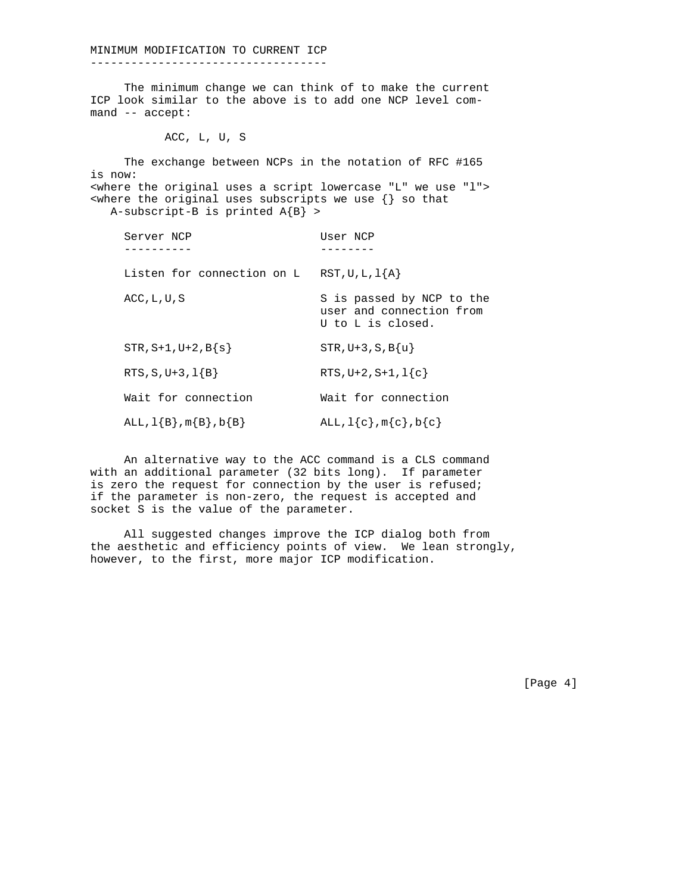## MINIMUM MODIFICATION TO CURRENT ICP

The minimum change we can think of to make the current ICP look similar to the above is to add one NCP level command -- accept:

ACC, L, U, S

The exchange between NCPs in the notation of RFC #165 is now:
<where the original uses a script lowercase "L" we use "l">
<where the original uses subscripts we use {} so that A-subscript-B is printed A{B} >

| Server NCP | User NCP |
| --- | --- |
| Listen for connection on L | RST,U,L,l{A} |
| ACC,L,U,S | S is passed by NCP to the user and connection from U to L is closed. |
| STR,S+1,U+2,B{s} | STR,U+3,S,B{u} |
| RTS,S,U+3,l{B} | RTS,U+2,S+1,l{c} |
| Wait for connection | Wait for connection |
| ALL,l{B},m{B},b{B} | ALL,l{c},m{c},b{c} |

An alternative way to the ACC command is a CLS command with an additional parameter (32 bits long). If parameter is zero the request for connection by the user is refused; if the parameter is non-zero, the request is accepted and socket S is the value of the parameter.

All suggested changes improve the ICP dialog both from the aesthetic and efficiency points of view. We lean strongly, however, to the first, more major ICP modification.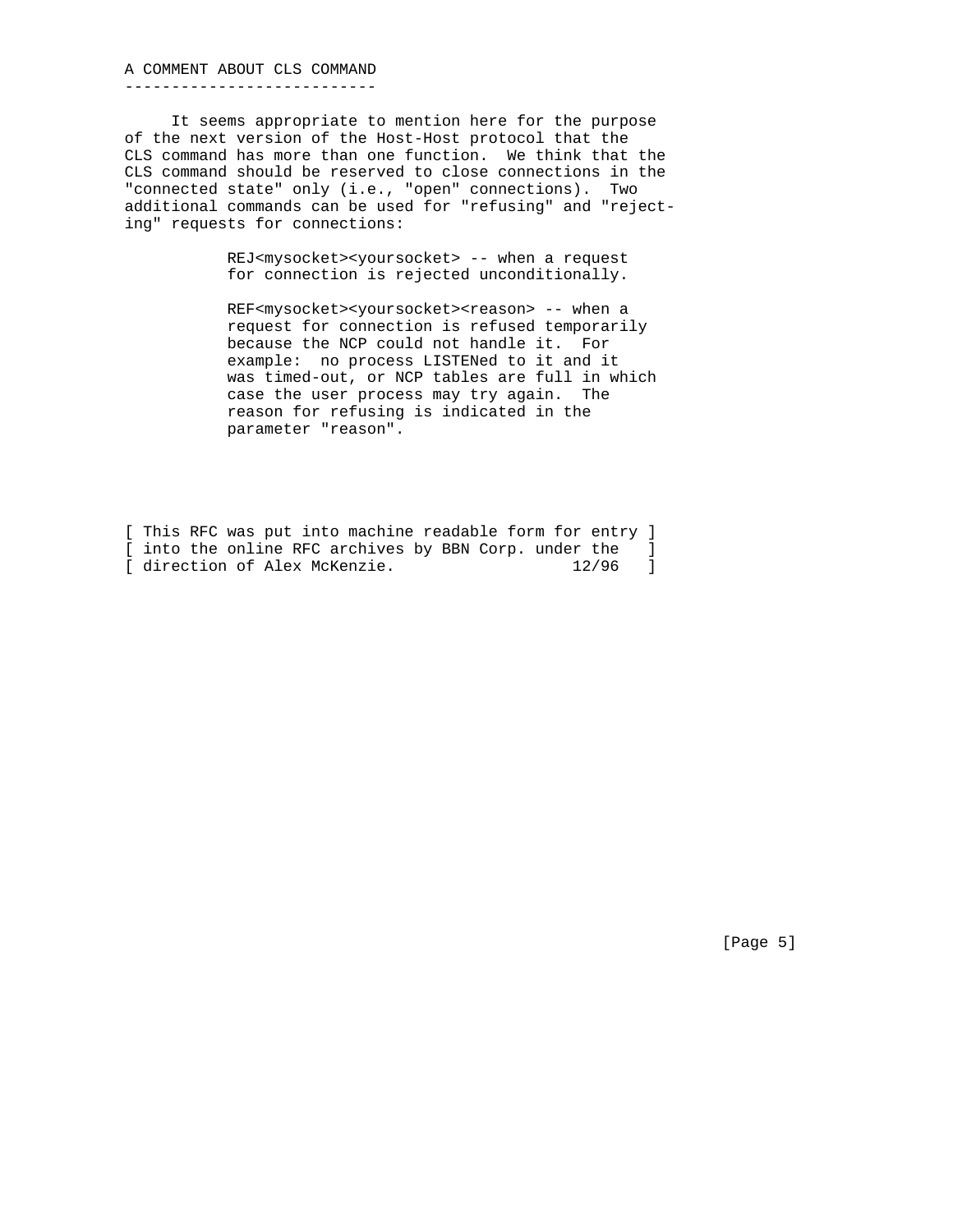## A COMMENT ABOUT CLS COMMAND

It seems appropriate to mention here for the purpose of the next version of the Host-Host protocol that the CLS command has more than one function. We think that the CLS command should be reserved to close connections in the "connected state" only (i.e., "open" connections). Two additional commands can be used for "refusing" and "rejecting" requests for connections:

REJ<mysocket><yoursocket> -- when a request for connection is rejected unconditionally.

REF<mysocket><yoursocket><reason> -- when a request for connection is refused temporarily because the NCP could not handle it. For example: no process LISTENed to it and it was timed-out, or NCP tables are full in which case the user process may try again. The reason for refusing is indicated in the parameter "reason".

[ This RFC was put into machine readable form for entry ]
[ into the online RFC archives by BBN Corp. under the ]
[ direction of Alex McKenzie. 12/96 ]